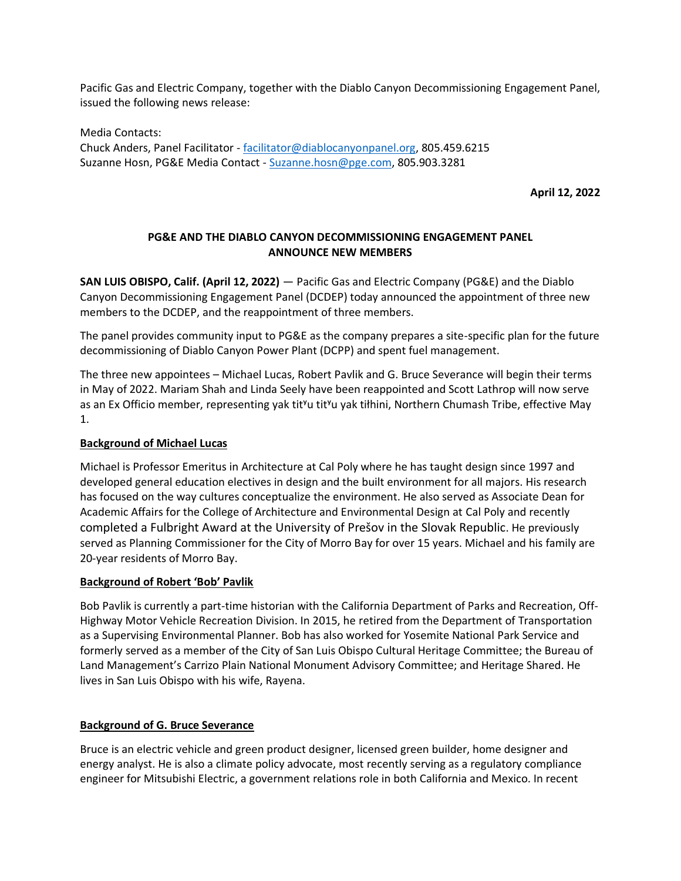Pacific Gas and Electric Company, together with the Diablo Canyon Decommissioning Engagement Panel, issued the following news release:

Media Contacts:
Chuck Anders, Panel Facilitator - facilitator@diablocanyonpanel.org, 805.459.6215
Suzanne Hosn, PG&E Media Contact - Suzanne.hosn@pge.com, 805.903.3281

**April 12, 2022**

## PG&E AND THE DIABLO CANYON DECOMMISSIONING ENGAGEMENT PANEL ANNOUNCE NEW MEMBERS

**SAN LUIS OBISPO, Calif. (April 12, 2022)** — Pacific Gas and Electric Company (PG&E) and the Diablo Canyon Decommissioning Engagement Panel (DCDEP) today announced the appointment of three new members to the DCDEP, and the reappointment of three members.

The panel provides community input to PG&E as the company prepares a site-specific plan for the future decommissioning of Diablo Canyon Power Plant (DCPP) and spent fuel management.

The three new appointees – Michael Lucas, Robert Pavlik and G. Bruce Severance will begin their terms in May of 2022. Mariam Shah and Linda Seely have been reappointed and Scott Lathrop will now serve as an Ex Officio member, representing yak titʸu titʸu yak tiłhini, Northern Chumash Tribe, effective May 1.

### Background of Michael Lucas

Michael is Professor Emeritus in Architecture at Cal Poly where he has taught design since 1997 and developed general education electives in design and the built environment for all majors. His research has focused on the way cultures conceptualize the environment. He also served as Associate Dean for Academic Affairs for the College of Architecture and Environmental Design at Cal Poly and recently completed a Fulbright Award at the University of Prešov in the Slovak Republic. He previously served as Planning Commissioner for the City of Morro Bay for over 15 years. Michael and his family are 20-year residents of Morro Bay.

### Background of Robert 'Bob' Pavlik

Bob Pavlik is currently a part-time historian with the California Department of Parks and Recreation, Off-Highway Motor Vehicle Recreation Division. In 2015, he retired from the Department of Transportation as a Supervising Environmental Planner. Bob has also worked for Yosemite National Park Service and formerly served as a member of the City of San Luis Obispo Cultural Heritage Committee; the Bureau of Land Management's Carrizo Plain National Monument Advisory Committee; and Heritage Shared. He lives in San Luis Obispo with his wife, Rayena.

### Background of G. Bruce Severance

Bruce is an electric vehicle and green product designer, licensed green builder, home designer and energy analyst. He is also a climate policy advocate, most recently serving as a regulatory compliance engineer for Mitsubishi Electric, a government relations role in both California and Mexico. In recent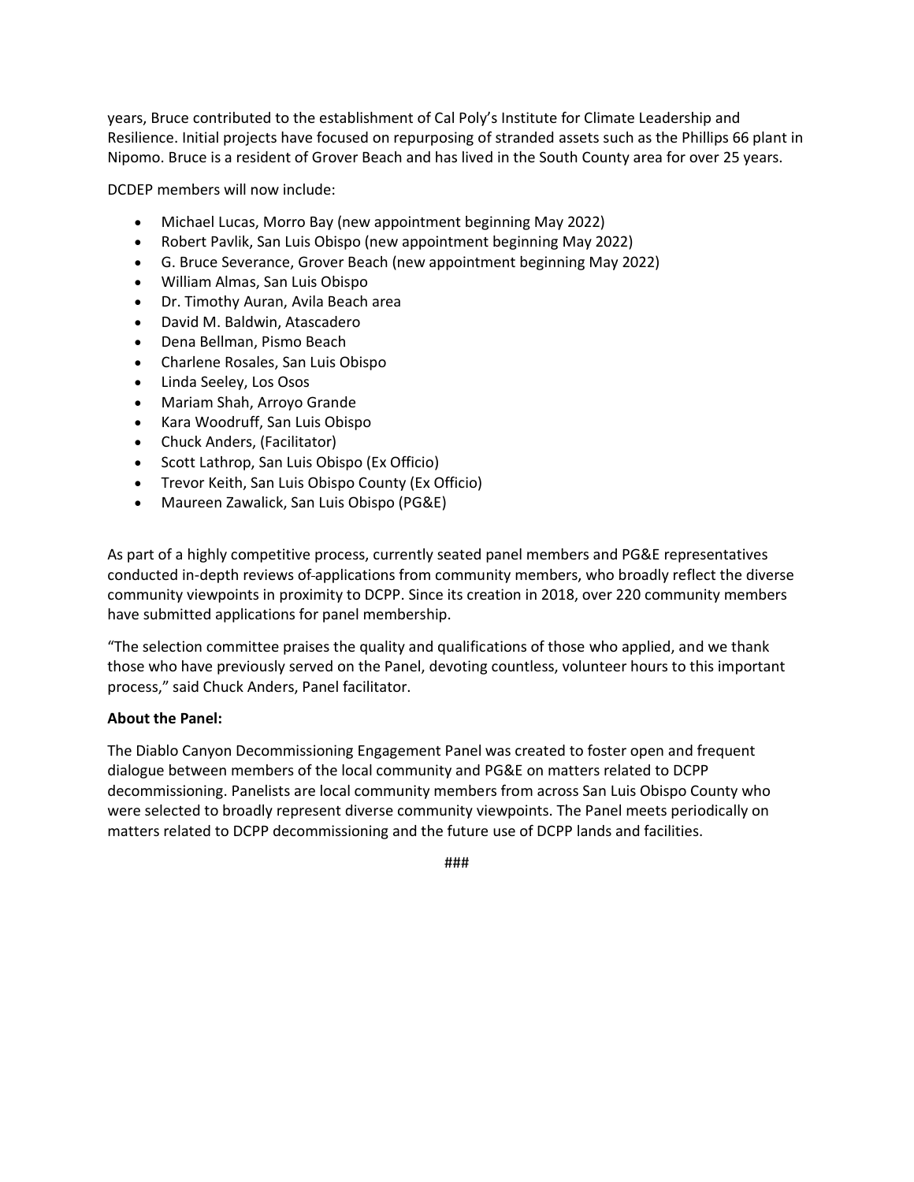years, Bruce contributed to the establishment of Cal Poly's Institute for Climate Leadership and Resilience. Initial projects have focused on repurposing of stranded assets such as the Phillips 66 plant in Nipomo. Bruce is a resident of Grover Beach and has lived in the South County area for over 25 years.

DCDEP members will now include:

- Michael Lucas, Morro Bay (new appointment beginning May 2022)
- Robert Pavlik, San Luis Obispo (new appointment beginning May 2022)
- G. Bruce Severance, Grover Beach (new appointment beginning May 2022)
- William Almas, San Luis Obispo
- Dr. Timothy Auran, Avila Beach area
- David M. Baldwin, Atascadero
- Dena Bellman, Pismo Beach
- Charlene Rosales, San Luis Obispo
- Linda Seeley, Los Osos
- Mariam Shah, Arroyo Grande
- Kara Woodruff, San Luis Obispo
- Chuck Anders, (Facilitator)
- Scott Lathrop, San Luis Obispo (Ex Officio)
- Trevor Keith, San Luis Obispo County (Ex Officio)
- Maureen Zawalick, San Luis Obispo (PG&E)

As part of a highly competitive process, currently seated panel members and PG&E representatives conducted in-depth reviews of applications from community members, who broadly reflect the diverse community viewpoints in proximity to DCPP. Since its creation in 2018, over 220 community members have submitted applications for panel membership.

"The selection committee praises the quality and qualifications of those who applied, and we thank those who have previously served on the Panel, devoting countless, volunteer hours to this important process," said Chuck Anders, Panel facilitator.

**About the Panel:**

The Diablo Canyon Decommissioning Engagement Panel was created to foster open and frequent dialogue between members of the local community and PG&E on matters related to DCPP decommissioning. Panelists are local community members from across San Luis Obispo County who were selected to broadly represent diverse community viewpoints. The Panel meets periodically on matters related to DCPP decommissioning and the future use of DCPP lands and facilities.

###